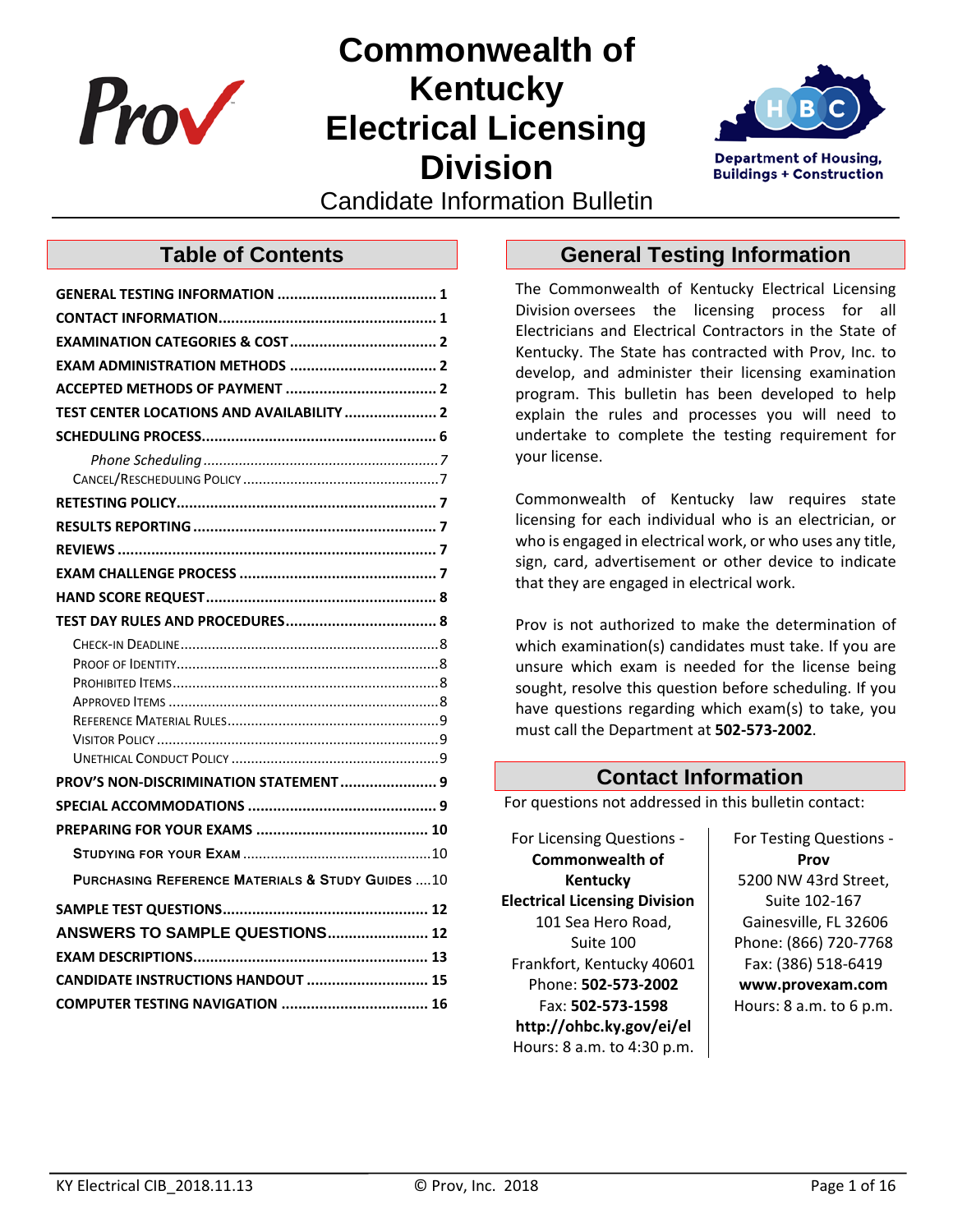# Commonwealth of Kentucky Electrical Licensing Division

Candidate Information Bulletin

## Table of Contents

| | |
|---|---|
| **GENERAL TESTING INFORMATION** | **1** |
| **CONTACT INFORMATION** | **1** |
| **EXAMINATION CATEGORIES & COST** | **2** |
| **EXAM ADMINISTRATION METHODS** | **2** |
| **ACCEPTED METHODS OF PAYMENT** | **2** |
| **TEST CENTER LOCATIONS AND AVAILABILITY** | **2** |
| **SCHEDULING PROCESS** | **6** |
| *Phone Scheduling* | *7* |
| Cancel/Rescheduling Policy | 7 |
| **RETESTING POLICY** | **7** |
| **RESULTS REPORTING** | **7** |
| **REVIEWS** | **7** |
| **EXAM CHALLENGE PROCESS** | **7** |
| **HAND SCORE REQUEST** | **8** |
| **TEST DAY RULES AND PROCEDURES** | **8** |
| Check-in Deadline | 8 |
| Proof of Identity | 8 |
| Prohibited Items | 8 |
| Approved Items | 8 |
| Reference Material Rules | 9 |
| Visitor Policy | 9 |
| Unethical Conduct Policy | 9 |
| **PROV'S NON-DISCRIMINATION STATEMENT** | **9** |
| **SPECIAL ACCOMMODATIONS** | **9** |
| **PREPARING FOR YOUR EXAMS** | **10** |
| **Studying for your Exam** | 10 |
| **Purchasing Reference Materials & Study Guides** | 10 |
| **SAMPLE TEST QUESTIONS** | **12** |
| **ANSWERS TO SAMPLE QUESTIONS** | **12** |
| **EXAM DESCRIPTIONS** | **13** |
| **CANDIDATE INSTRUCTIONS HANDOUT** | **15** |
| **COMPUTER TESTING NAVIGATION** | **16** |

## General Testing Information

The Commonwealth of Kentucky Electrical Licensing Division oversees the licensing process for all Electricians and Electrical Contractors in the State of Kentucky. The State has contracted with Prov, Inc. to develop, and administer their licensing examination program. This bulletin has been developed to help explain the rules and processes you will need to undertake to complete the testing requirement for your license.

Commonwealth of Kentucky law requires state licensing for each individual who is an electrician, or who is engaged in electrical work, or who uses any title, sign, card, advertisement or other device to indicate that they are engaged in electrical work.

Prov is not authorized to make the determination of which examination(s) candidates must take. If you are unsure which exam is needed for the license being sought, resolve this question before scheduling. If you have questions regarding which exam(s) to take, you must call the Department at **502-573-2002**.

## Contact Information

For questions not addressed in this bulletin contact:

For Licensing Questions -
**Commonwealth of Kentucky Electrical Licensing Division**
101 Sea Hero Road, Suite 100
Frankfort, Kentucky 40601
Phone: **502-573-2002**
Fax: **502-573-1598**
**http://ohbc.ky.gov/ei/el**
Hours: 8 a.m. to 4:30 p.m.

For Testing Questions -
**Prov**
5200 NW 43rd Street, Suite 102-167
Gainesville, FL 32606
Phone: (866) 720-7768
Fax: (386) 518-6419
**www.provexam.com**
Hours: 8 a.m. to 6 p.m.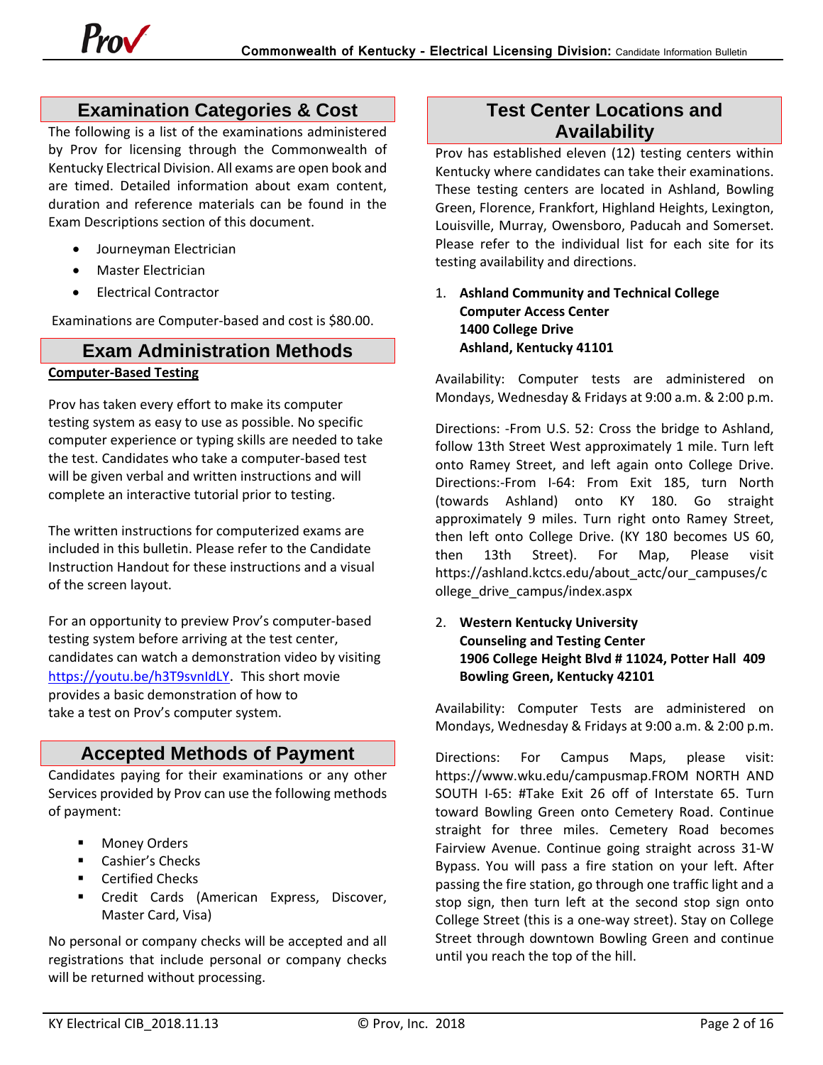## Examination Categories & Cost

The following is a list of the examinations administered by Prov for licensing through the Commonwealth of Kentucky Electrical Division. All exams are open book and are timed. Detailed information about exam content, duration and reference materials can be found in the Exam Descriptions section of this document.

- Journeyman Electrician
- Master Electrician
- Electrical Contractor

Examinations are Computer-based and cost is $80.00.

## Exam Administration Methods

**Computer-Based Testing**

Prov has taken every effort to make its computer testing system as easy to use as possible. No specific computer experience or typing skills are needed to take the test. Candidates who take a computer-based test will be given verbal and written instructions and will complete an interactive tutorial prior to testing.

The written instructions for computerized exams are included in this bulletin. Please refer to the Candidate Instruction Handout for these instructions and a visual of the screen layout.

For an opportunity to preview Prov's computer-based testing system before arriving at the test center, candidates can watch a demonstration video by visiting https://youtu.be/h3T9svnIdLY. This short movie provides a basic demonstration of how to take a test on Prov's computer system.

## Accepted Methods of Payment

Candidates paying for their examinations or any other Services provided by Prov can use the following methods of payment:

- Money Orders
- Cashier's Checks
- Certified Checks
- Credit Cards (American Express, Discover, Master Card, Visa)

No personal or company checks will be accepted and all registrations that include personal or company checks will be returned without processing.

## Test Center Locations and Availability

Prov has established eleven (12) testing centers within Kentucky where candidates can take their examinations. These testing centers are located in Ashland, Bowling Green, Florence, Frankfort, Highland Heights, Lexington, Louisville, Murray, Owensboro, Paducah and Somerset. Please refer to the individual list for each site for its testing availability and directions.

1. **Ashland Community and Technical College**
   **Computer Access Center**
   **1400 College Drive**
   **Ashland, Kentucky 41101**

Availability: Computer tests are administered on Mondays, Wednesday & Fridays at 9:00 a.m. & 2:00 p.m.

Directions: -From U.S. 52: Cross the bridge to Ashland, follow 13th Street West approximately 1 mile. Turn left onto Ramey Street, and left again onto College Drive. Directions:-From I-64: From Exit 185, turn North (towards Ashland) onto KY 180. Go straight approximately 9 miles. Turn right onto Ramey Street, then left onto College Drive. (KY 180 becomes US 60, then 13th Street). For Map, Please visit https://ashland.kctcs.edu/about_actc/our_campuses/college_drive_campus/index.aspx

2. **Western Kentucky University**
   **Counseling and Testing Center**
   **1906 College Height Blvd # 11024, Potter Hall 409**
   **Bowling Green, Kentucky 42101**

Availability: Computer Tests are administered on Mondays, Wednesday & Fridays at 9:00 a.m. & 2:00 p.m.

Directions: For Campus Maps, please visit: https://www.wku.edu/campusmap.FROM NORTH AND SOUTH I-65: #Take Exit 26 off of Interstate 65. Turn toward Bowling Green onto Cemetery Road. Continue straight for three miles. Cemetery Road becomes Fairview Avenue. Continue going straight across 31-W Bypass. You will pass a fire station on your left. After passing the fire station, go through one traffic light and a stop sign, then turn left at the second stop sign onto College Street (this is a one-way street). Stay on College Street through downtown Bowling Green and continue until you reach the top of the hill.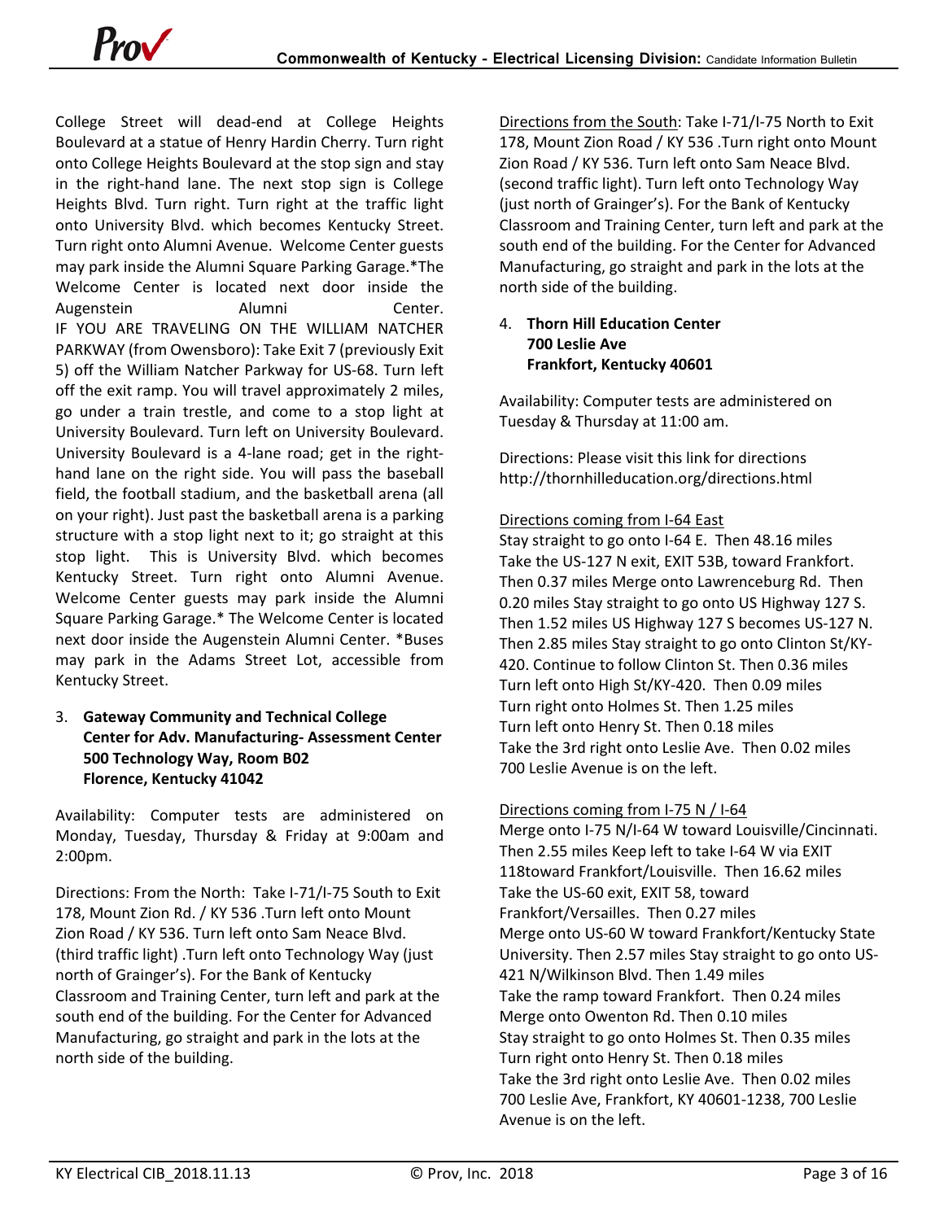College Street will dead-end at College Heights Boulevard at a statue of Henry Hardin Cherry. Turn right onto College Heights Boulevard at the stop sign and stay in the right-hand lane. The next stop sign is College Heights Blvd. Turn right. Turn right at the traffic light onto University Blvd. which becomes Kentucky Street. Turn right onto Alumni Avenue. Welcome Center guests may park inside the Alumni Square Parking Garage.*The Welcome Center is located next door inside the Augenstein Alumni Center.

IF YOU ARE TRAVELING ON THE WILLIAM NATCHER PARKWAY (from Owensboro): Take Exit 7 (previously Exit 5) off the William Natcher Parkway for US-68. Turn left off the exit ramp. You will travel approximately 2 miles, go under a train trestle, and come to a stop light at University Boulevard. Turn left on University Boulevard. University Boulevard is a 4-lane road; get in the right-hand lane on the right side. You will pass the baseball field, the football stadium, and the basketball arena (all on your right). Just past the basketball arena is a parking structure with a stop light next to it; go straight at this stop light. This is University Blvd. which becomes Kentucky Street. Turn right onto Alumni Avenue. Welcome Center guests may park inside the Alumni Square Parking Garage.* The Welcome Center is located next door inside the Augenstein Alumni Center. *Buses may park in the Adams Street Lot, accessible from Kentucky Street.

3. **Gateway Community and Technical College**
   **Center for Adv. Manufacturing- Assessment Center**
   **500 Technology Way, Room B02**
   **Florence, Kentucky 41042**

Availability: Computer tests are administered on Monday, Tuesday, Thursday & Friday at 9:00am and 2:00pm.

Directions: From the North: Take I-71/I-75 South to Exit 178, Mount Zion Rd. / KY 536 .Turn left onto Mount Zion Road / KY 536. Turn left onto Sam Neace Blvd. (third traffic light) .Turn left onto Technology Way (just north of Grainger's). For the Bank of Kentucky Classroom and Training Center, turn left and park at the south end of the building. For the Center for Advanced Manufacturing, go straight and park in the lots at the north side of the building.

Directions from the South: Take I-71/I-75 North to Exit 178, Mount Zion Road / KY 536 .Turn right onto Mount Zion Road / KY 536. Turn left onto Sam Neace Blvd. (second traffic light). Turn left onto Technology Way (just north of Grainger's). For the Bank of Kentucky Classroom and Training Center, turn left and park at the south end of the building. For the Center for Advanced Manufacturing, go straight and park in the lots at the north side of the building.

4. **Thorn Hill Education Center**
   **700 Leslie Ave**
   **Frankfort, Kentucky 40601**

Availability: Computer tests are administered on Tuesday & Thursday at 11:00 am.

Directions: Please visit this link for directions http://thornhilleducation.org/directions.html

Directions coming from I-64 East

Stay straight to go onto I-64 E. Then 48.16 miles
Take the US-127 N exit, EXIT 53B, toward Frankfort. Then 0.37 miles Merge onto Lawrenceburg Rd. Then 0.20 miles Stay straight to go onto US Highway 127 S. Then 1.52 miles US Highway 127 S becomes US-127 N. Then 2.85 miles Stay straight to go onto Clinton St/KY-420. Continue to follow Clinton St. Then 0.36 miles
Turn left onto High St/KY-420. Then 0.09 miles
Turn right onto Holmes St. Then 1.25 miles
Turn left onto Henry St. Then 0.18 miles
Take the 3rd right onto Leslie Ave. Then 0.02 miles
700 Leslie Avenue is on the left.

Directions coming from I-75 N / I-64

Merge onto I-75 N/I-64 W toward Louisville/Cincinnati. Then 2.55 miles Keep left to take I-64 W via EXIT 118toward Frankfort/Louisville. Then 16.62 miles
Take the US-60 exit, EXIT 58, toward Frankfort/Versailles. Then 0.27 miles
Merge onto US-60 W toward Frankfort/Kentucky State University. Then 2.57 miles Stay straight to go onto US-421 N/Wilkinson Blvd. Then 1.49 miles
Take the ramp toward Frankfort. Then 0.24 miles
Merge onto Owenton Rd. Then 0.10 miles
Stay straight to go onto Holmes St. Then 0.35 miles
Turn right onto Henry St. Then 0.18 miles
Take the 3rd right onto Leslie Ave. Then 0.02 miles
700 Leslie Ave, Frankfort, KY 40601-1238, 700 Leslie Avenue is on the left.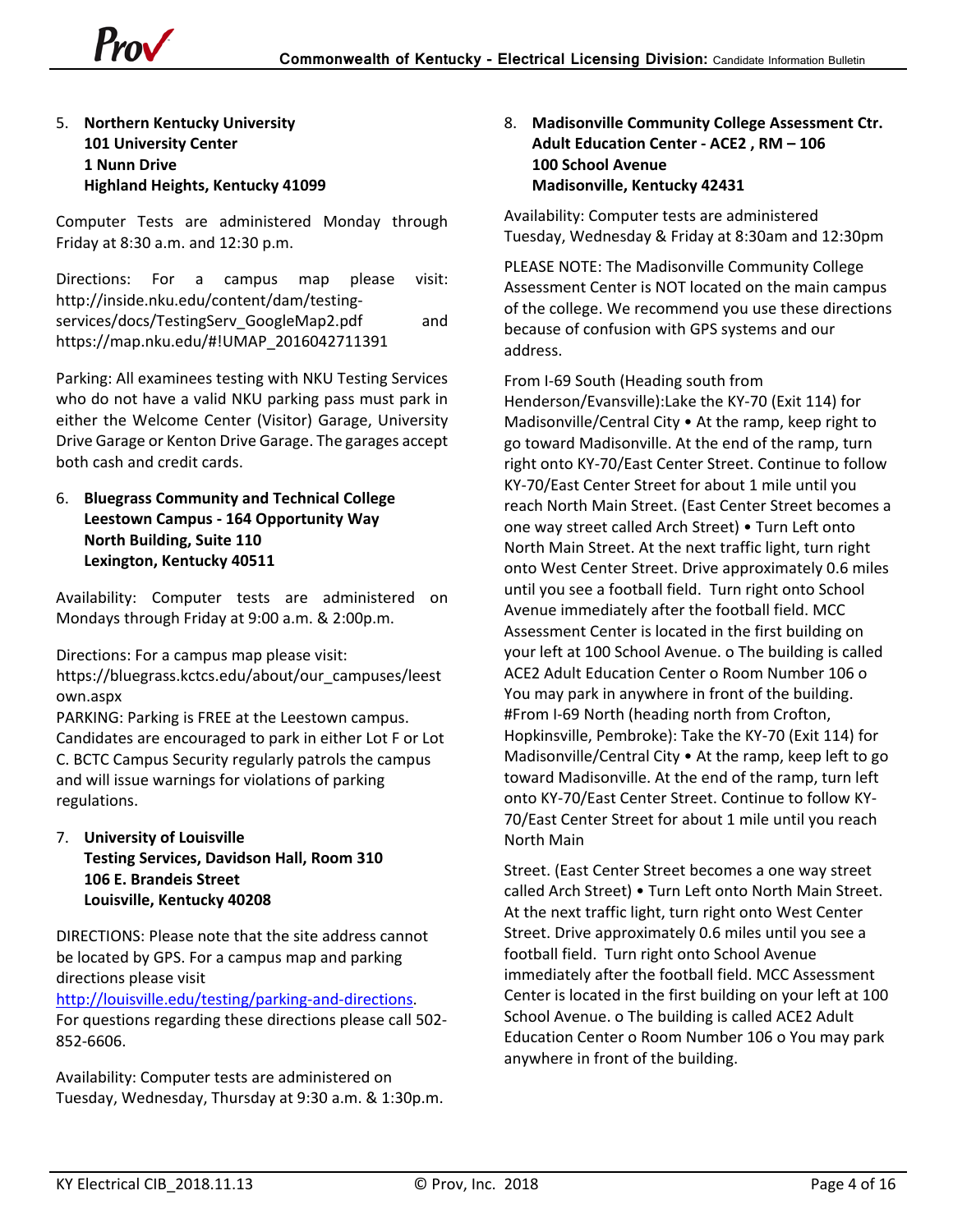5. **Northern Kentucky University**
   **101 University Center**
   **1 Nunn Drive**
   **Highland Heights, Kentucky 41099**

Computer Tests are administered Monday through Friday at 8:30 a.m. and 12:30 p.m.

Directions: For a campus map please visit: http://inside.nku.edu/content/dam/testing-services/docs/TestingServ_GoogleMap2.pdf and https://map.nku.edu/#!UMAP_2016042711391

Parking: All examinees testing with NKU Testing Services who do not have a valid NKU parking pass must park in either the Welcome Center (Visitor) Garage, University Drive Garage or Kenton Drive Garage. The garages accept both cash and credit cards.

6. **Bluegrass Community and Technical College**
   **Leestown Campus - 164 Opportunity Way**
   **North Building, Suite 110**
   **Lexington, Kentucky 40511**

Availability: Computer tests are administered on Mondays through Friday at 9:00 a.m. & 2:00p.m.

Directions: For a campus map please visit: https://bluegrass.kctcs.edu/about/our_campuses/leestown.aspx
PARKING: Parking is FREE at the Leestown campus. Candidates are encouraged to park in either Lot F or Lot C. BCTC Campus Security regularly patrols the campus and will issue warnings for violations of parking regulations.

7. **University of Louisville**
   **Testing Services, Davidson Hall, Room 310**
   **106 E. Brandeis Street**
   **Louisville, Kentucky 40208**

DIRECTIONS: Please note that the site address cannot be located by GPS. For a campus map and parking directions please visit http://louisville.edu/testing/parking-and-directions. For questions regarding these directions please call 502-852-6606.

Availability: Computer tests are administered on Tuesday, Wednesday, Thursday at 9:30 a.m. & 1:30p.m.

8. **Madisonville Community College Assessment Ctr.**
   **Adult Education Center - ACE2 , RM – 106**
   **100 School Avenue**
   **Madisonville, Kentucky 42431**

Availability: Computer tests are administered Tuesday, Wednesday & Friday at 8:30am and 12:30pm

PLEASE NOTE: The Madisonville Community College Assessment Center is NOT located on the main campus of the college. We recommend you use these directions because of confusion with GPS systems and our address.

From I-69 South (Heading south from Henderson/Evansville):Lake the KY-70 (Exit 114) for Madisonville/Central City • At the ramp, keep right to go toward Madisonville. At the end of the ramp, turn right onto KY-70/East Center Street. Continue to follow KY-70/East Center Street for about 1 mile until you reach North Main Street. (East Center Street becomes a one way street called Arch Street) • Turn Left onto North Main Street. At the next traffic light, turn right onto West Center Street. Drive approximately 0.6 miles until you see a football field. Turn right onto School Avenue immediately after the football field. MCC Assessment Center is located in the first building on your left at 100 School Avenue. o The building is called ACE2 Adult Education Center o Room Number 106 o You may park in anywhere in front of the building. #From I-69 North (heading north from Crofton, Hopkinsville, Pembroke): Take the KY-70 (Exit 114) for Madisonville/Central City • At the ramp, keep left to go toward Madisonville. At the end of the ramp, turn left onto KY-70/East Center Street. Continue to follow KY-70/East Center Street for about 1 mile until you reach North Main

Street. (East Center Street becomes a one way street called Arch Street) • Turn Left onto North Main Street. At the next traffic light, turn right onto West Center Street. Drive approximately 0.6 miles until you see a football field. Turn right onto School Avenue immediately after the football field. MCC Assessment Center is located in the first building on your left at 100 School Avenue. o The building is called ACE2 Adult Education Center o Room Number 106 o You may park anywhere in front of the building.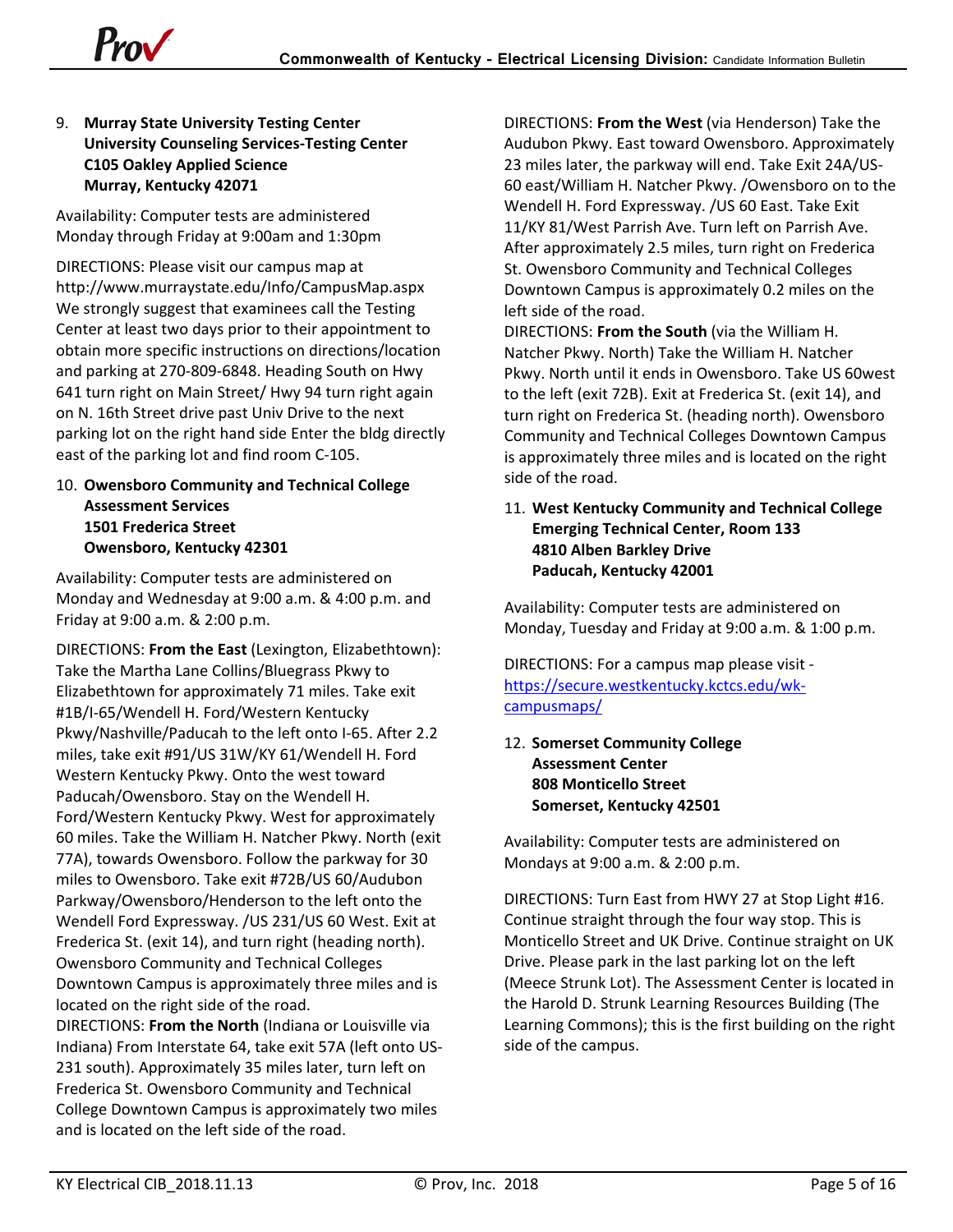9. **Murray State University Testing Center**
   **University Counseling Services-Testing Center**
   **C105 Oakley Applied Science**
   **Murray, Kentucky 42071**

Availability: Computer tests are administered Monday through Friday at 9:00am and 1:30pm

DIRECTIONS: Please visit our campus map at http://www.murraystate.edu/Info/CampusMap.aspx We strongly suggest that examinees call the Testing Center at least two days prior to their appointment to obtain more specific instructions on directions/location and parking at 270-809-6848. Heading South on Hwy 641 turn right on Main Street/ Hwy 94 turn right again on N. 16th Street drive past Univ Drive to the next parking lot on the right hand side Enter the bldg directly east of the parking lot and find room C-105.

10. **Owensboro Community and Technical College**
    **Assessment Services**
    **1501 Frederica Street**
    **Owensboro, Kentucky 42301**

Availability: Computer tests are administered on Monday and Wednesday at 9:00 a.m. & 4:00 p.m. and Friday at 9:00 a.m. & 2:00 p.m.

DIRECTIONS: **From the East** (Lexington, Elizabethtown): Take the Martha Lane Collins/Bluegrass Pkwy to Elizabethtown for approximately 71 miles. Take exit #1B/I-65/Wendell H. Ford/Western Kentucky Pkwy/Nashville/Paducah to the left onto I-65. After 2.2 miles, take exit #91/US 31W/KY 61/Wendell H. Ford Western Kentucky Pkwy. Onto the west toward Paducah/Owensboro. Stay on the Wendell H. Ford/Western Kentucky Pkwy. West for approximately 60 miles. Take the William H. Natcher Pkwy. North (exit 77A), towards Owensboro. Follow the parkway for 30 miles to Owensboro. Take exit #72B/US 60/Audubon Parkway/Owensboro/Henderson to the left onto the Wendell Ford Expressway. /US 231/US 60 West. Exit at Frederica St. (exit 14), and turn right (heading north). Owensboro Community and Technical Colleges Downtown Campus is approximately three miles and is located on the right side of the road.

DIRECTIONS: **From the North** (Indiana or Louisville via Indiana) From Interstate 64, take exit 57A (left onto US-231 south). Approximately 35 miles later, turn left on Frederica St. Owensboro Community and Technical College Downtown Campus is approximately two miles and is located on the left side of the road.

DIRECTIONS: **From the West** (via Henderson) Take the Audubon Pkwy. East toward Owensboro. Approximately 23 miles later, the parkway will end. Take Exit 24A/US-60 east/William H. Natcher Pkwy. /Owensboro on to the Wendell H. Ford Expressway. /US 60 East. Take Exit 11/KY 81/West Parrish Ave. Turn left on Parrish Ave. After approximately 2.5 miles, turn right on Frederica St. Owensboro Community and Technical Colleges Downtown Campus is approximately 0.2 miles on the left side of the road.

DIRECTIONS: **From the South** (via the William H. Natcher Pkwy. North) Take the William H. Natcher Pkwy. North until it ends in Owensboro. Take US 60west to the left (exit 72B). Exit at Frederica St. (exit 14), and turn right on Frederica St. (heading north). Owensboro Community and Technical Colleges Downtown Campus is approximately three miles and is located on the right side of the road.

11. **West Kentucky Community and Technical College**
    **Emerging Technical Center, Room 133**
    **4810 Alben Barkley Drive**
    **Paducah, Kentucky 42001**

Availability: Computer tests are administered on Monday, Tuesday and Friday at 9:00 a.m. & 1:00 p.m.

DIRECTIONS: For a campus map please visit - https://secure.westkentucky.kctcs.edu/wk-campusmaps/

12. **Somerset Community College**
    **Assessment Center**
    **808 Monticello Street**
    **Somerset, Kentucky 42501**

Availability: Computer tests are administered on Mondays at 9:00 a.m. & 2:00 p.m.

DIRECTIONS: Turn East from HWY 27 at Stop Light #16. Continue straight through the four way stop. This is Monticello Street and UK Drive. Continue straight on UK Drive. Please park in the last parking lot on the left (Meece Strunk Lot). The Assessment Center is located in the Harold D. Strunk Learning Resources Building (The Learning Commons); this is the first building on the right side of the campus.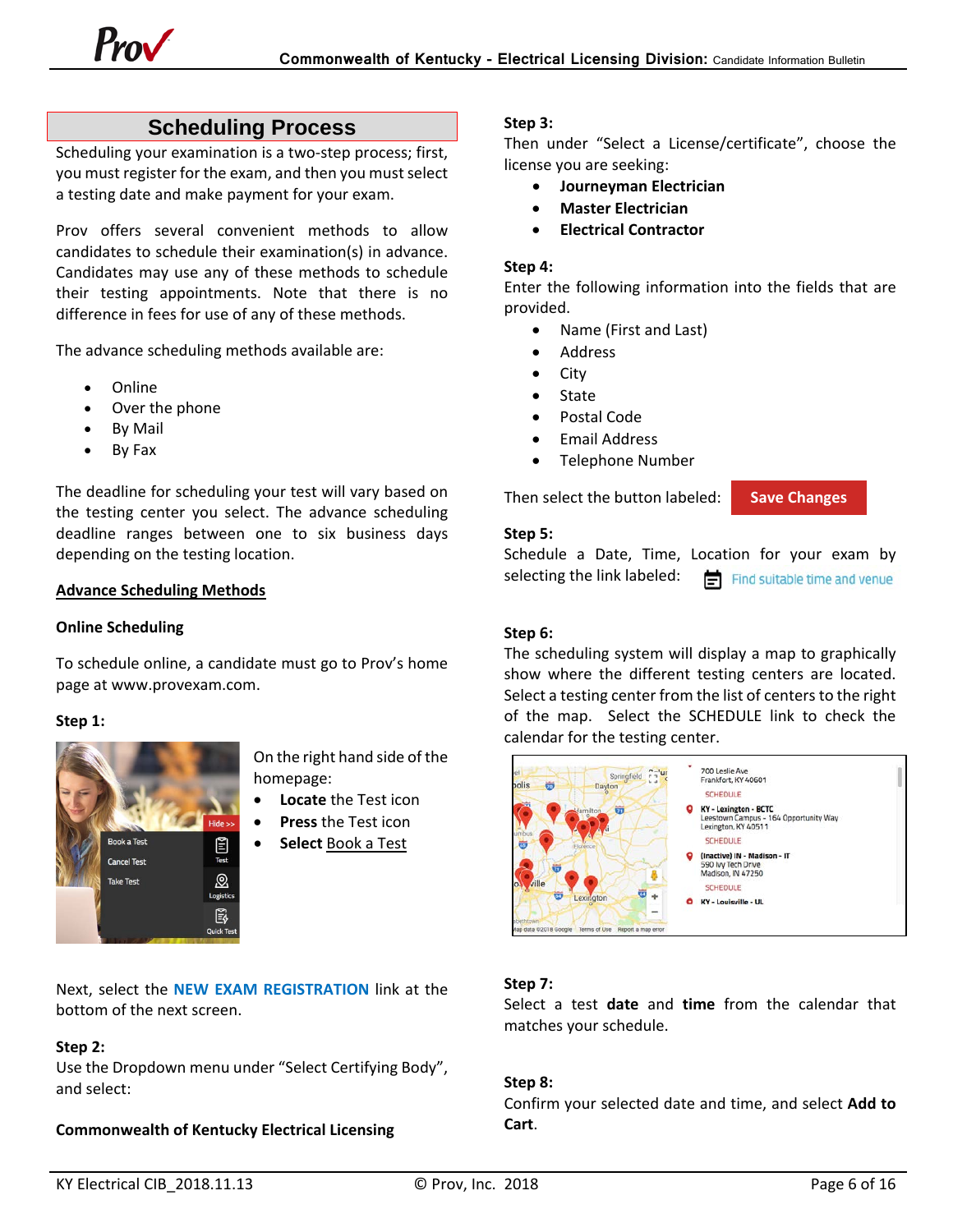## Scheduling Process

Scheduling your examination is a two-step process; first, you must register for the exam, and then you must select a testing date and make payment for your exam.

Prov offers several convenient methods to allow candidates to schedule their examination(s) in advance. Candidates may use any of these methods to schedule their testing appointments. Note that there is no difference in fees for use of any of these methods.

The advance scheduling methods available are:

- Online
- Over the phone
- By Mail
- By Fax

The deadline for scheduling your test will vary based on the testing center you select. The advance scheduling deadline ranges between one to six business days depending on the testing location.

### Advance Scheduling Methods

**Online Scheduling**

To schedule online, a candidate must go to Prov's home page at www.provexam.com.

**Step 1:**

On the right hand side of the homepage:

- **Locate** the Test icon
- **Press** the Test icon
- **Select** Book a Test

Next, select the **NEW EXAM REGISTRATION** link at the bottom of the next screen.

**Step 2:**

Use the Dropdown menu under "Select Certifying Body", and select:

**Commonwealth of Kentucky Electrical Licensing**

**Step 3:**

Then under "Select a License/certificate", choose the license you are seeking:

- **Journeyman Electrician**
- **Master Electrician**
- **Electrical Contractor**

**Step 4:**

Enter the following information into the fields that are provided.

- Name (First and Last)
- Address
- City
- State
- Postal Code
- Email Address
- Telephone Number

Then select the button labeled: **Save Changes**

**Step 5:**

Schedule a Date, Time, Location for your exam by selecting the link labeled: Find suitable time and venue

**Step 6:**

The scheduling system will display a map to graphically show where the different testing centers are located. Select a testing center from the list of centers to the right of the map. Select the SCHEDULE link to check the calendar for the testing center.

**Step 7:**

Select a test **date** and **time** from the calendar that matches your schedule.

**Step 8:**

Confirm your selected date and time, and select **Add to Cart**.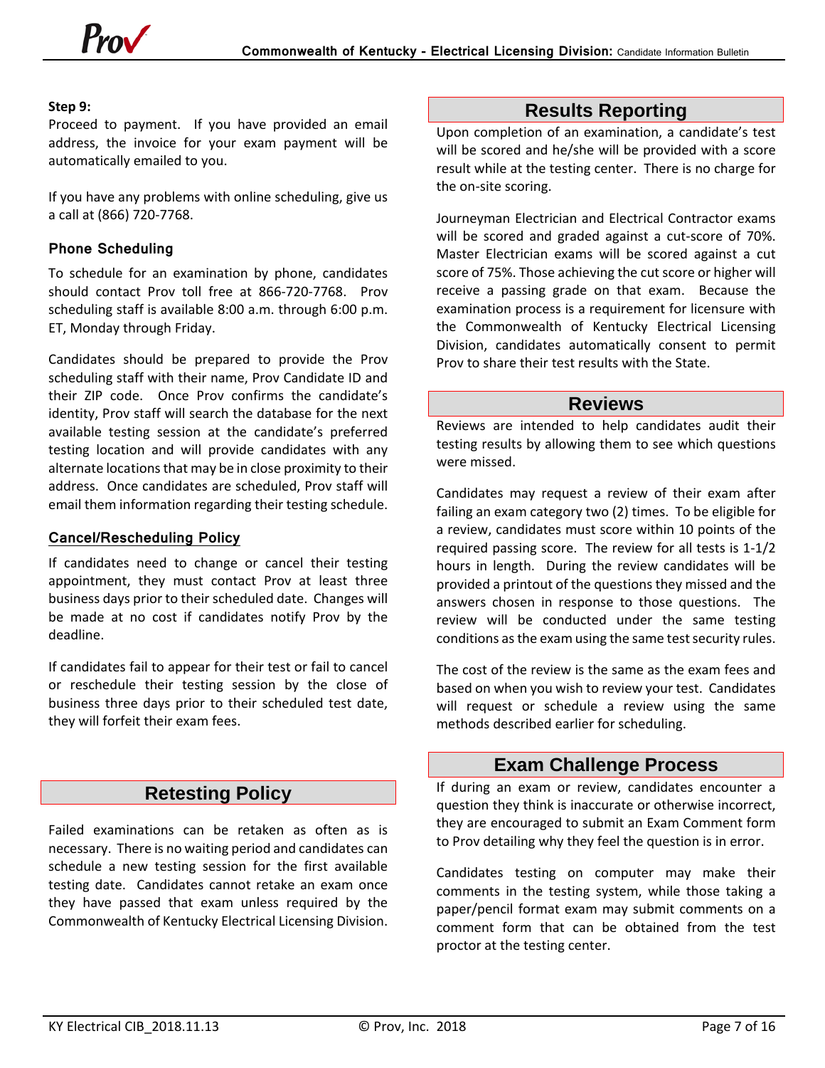**Step 9:**
Proceed to payment. If you have provided an email address, the invoice for your exam payment will be automatically emailed to you.

If you have any problems with online scheduling, give us a call at (866) 720-7768.

### Phone Scheduling

To schedule for an examination by phone, candidates should contact Prov toll free at 866-720-7768. Prov scheduling staff is available 8:00 a.m. through 6:00 p.m. ET, Monday through Friday.

Candidates should be prepared to provide the Prov scheduling staff with their name, Prov Candidate ID and their ZIP code. Once Prov confirms the candidate's identity, Prov staff will search the database for the next available testing session at the candidate's preferred testing location and will provide candidates with any alternate locations that may be in close proximity to their address. Once candidates are scheduled, Prov staff will email them information regarding their testing schedule.

### Cancel/Rescheduling Policy

If candidates need to change or cancel their testing appointment, they must contact Prov at least three business days prior to their scheduled date. Changes will be made at no cost if candidates notify Prov by the deadline.

If candidates fail to appear for their test or fail to cancel or reschedule their testing session by the close of business three days prior to their scheduled test date, they will forfeit their exam fees.

## Retesting Policy

Failed examinations can be retaken as often as is necessary. There is no waiting period and candidates can schedule a new testing session for the first available testing date. Candidates cannot retake an exam once they have passed that exam unless required by the Commonwealth of Kentucky Electrical Licensing Division.

## Results Reporting

Upon completion of an examination, a candidate's test will be scored and he/she will be provided with a score result while at the testing center. There is no charge for the on-site scoring.

Journeyman Electrician and Electrical Contractor exams will be scored and graded against a cut-score of 70%. Master Electrician exams will be scored against a cut score of 75%. Those achieving the cut score or higher will receive a passing grade on that exam. Because the examination process is a requirement for licensure with the Commonwealth of Kentucky Electrical Licensing Division, candidates automatically consent to permit Prov to share their test results with the State.

## Reviews

Reviews are intended to help candidates audit their testing results by allowing them to see which questions were missed.

Candidates may request a review of their exam after failing an exam category two (2) times. To be eligible for a review, candidates must score within 10 points of the required passing score. The review for all tests is 1-1/2 hours in length. During the review candidates will be provided a printout of the questions they missed and the answers chosen in response to those questions. The review will be conducted under the same testing conditions as the exam using the same test security rules.

The cost of the review is the same as the exam fees and based on when you wish to review your test. Candidates will request or schedule a review using the same methods described earlier for scheduling.

## Exam Challenge Process

If during an exam or review, candidates encounter a question they think is inaccurate or otherwise incorrect, they are encouraged to submit an Exam Comment form to Prov detailing why they feel the question is in error.

Candidates testing on computer may make their comments in the testing system, while those taking a paper/pencil format exam may submit comments on a comment form that can be obtained from the test proctor at the testing center.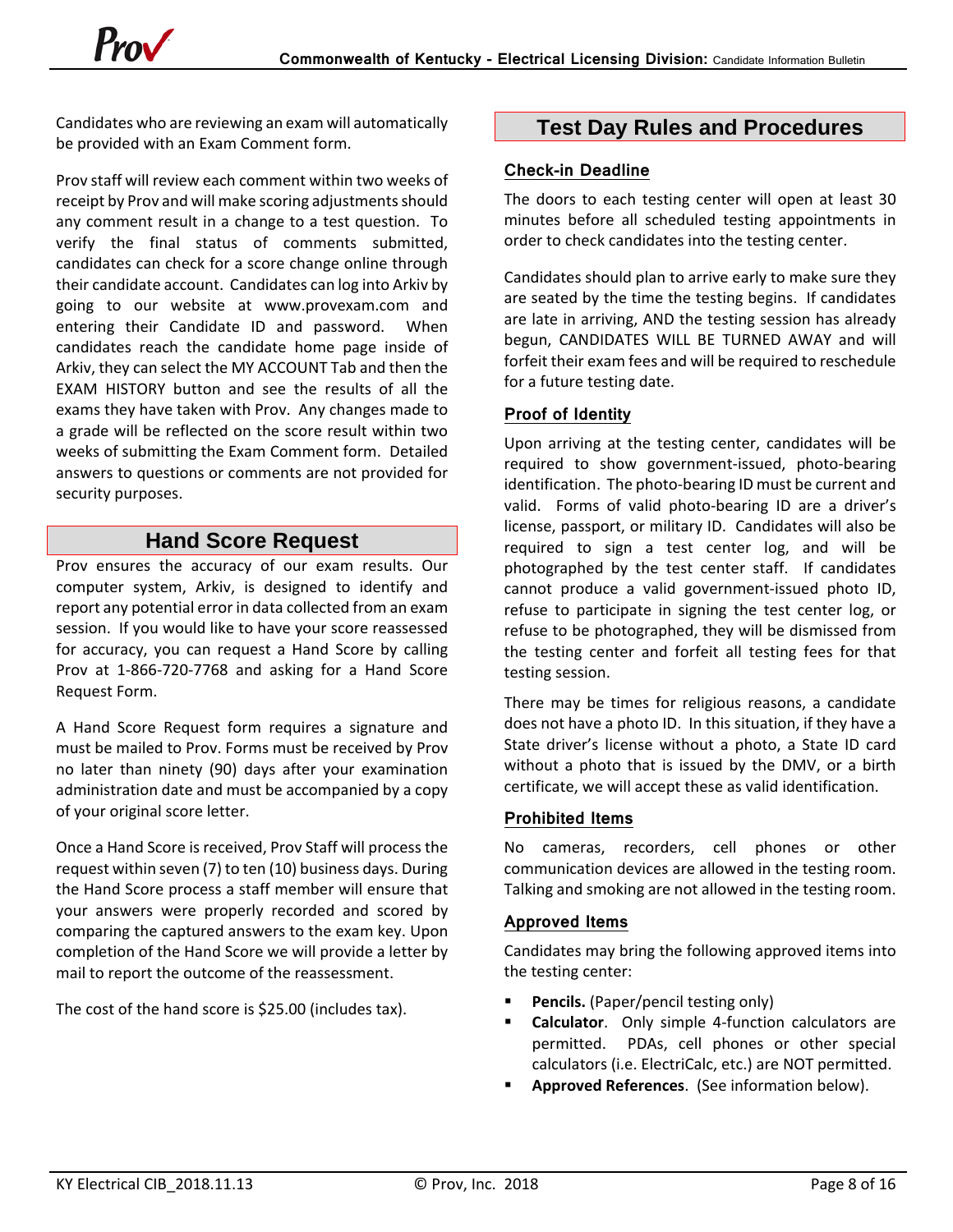Candidates who are reviewing an exam will automatically be provided with an Exam Comment form.

Prov staff will review each comment within two weeks of receipt by Prov and will make scoring adjustments should any comment result in a change to a test question. To verify the final status of comments submitted, candidates can check for a score change online through their candidate account. Candidates can log into Arkiv by going to our website at www.provexam.com and entering their Candidate ID and password. When candidates reach the candidate home page inside of Arkiv, they can select the MY ACCOUNT Tab and then the EXAM HISTORY button and see the results of all the exams they have taken with Prov. Any changes made to a grade will be reflected on the score result within two weeks of submitting the Exam Comment form. Detailed answers to questions or comments are not provided for security purposes.

## Hand Score Request

Prov ensures the accuracy of our exam results. Our computer system, Arkiv, is designed to identify and report any potential error in data collected from an exam session. If you would like to have your score reassessed for accuracy, you can request a Hand Score by calling Prov at 1-866-720-7768 and asking for a Hand Score Request Form.

A Hand Score Request form requires a signature and must be mailed to Prov. Forms must be received by Prov no later than ninety (90) days after your examination administration date and must be accompanied by a copy of your original score letter.

Once a Hand Score is received, Prov Staff will process the request within seven (7) to ten (10) business days. During the Hand Score process a staff member will ensure that your answers were properly recorded and scored by comparing the captured answers to the exam key. Upon completion of the Hand Score we will provide a letter by mail to report the outcome of the reassessment.

The cost of the hand score is $25.00 (includes tax).

## Test Day Rules and Procedures

### Check-in Deadline

The doors to each testing center will open at least 30 minutes before all scheduled testing appointments in order to check candidates into the testing center.

Candidates should plan to arrive early to make sure they are seated by the time the testing begins. If candidates are late in arriving, AND the testing session has already begun, CANDIDATES WILL BE TURNED AWAY and will forfeit their exam fees and will be required to reschedule for a future testing date.

### Proof of Identity

Upon arriving at the testing center, candidates will be required to show government-issued, photo-bearing identification. The photo-bearing ID must be current and valid. Forms of valid photo-bearing ID are a driver's license, passport, or military ID. Candidates will also be required to sign a test center log, and will be photographed by the test center staff. If candidates cannot produce a valid government-issued photo ID, refuse to participate in signing the test center log, or refuse to be photographed, they will be dismissed from the testing center and forfeit all testing fees for that testing session.

There may be times for religious reasons, a candidate does not have a photo ID. In this situation, if they have a State driver's license without a photo, a State ID card without a photo that is issued by the DMV, or a birth certificate, we will accept these as valid identification.

### Prohibited Items

No cameras, recorders, cell phones or other communication devices are allowed in the testing room. Talking and smoking are not allowed in the testing room.

### Approved Items

Candidates may bring the following approved items into the testing center:

- **Pencils.** (Paper/pencil testing only)
- **Calculator**. Only simple 4-function calculators are permitted. PDAs, cell phones or other special calculators (i.e. ElectriCalc, etc.) are NOT permitted.
- **Approved References**. (See information below).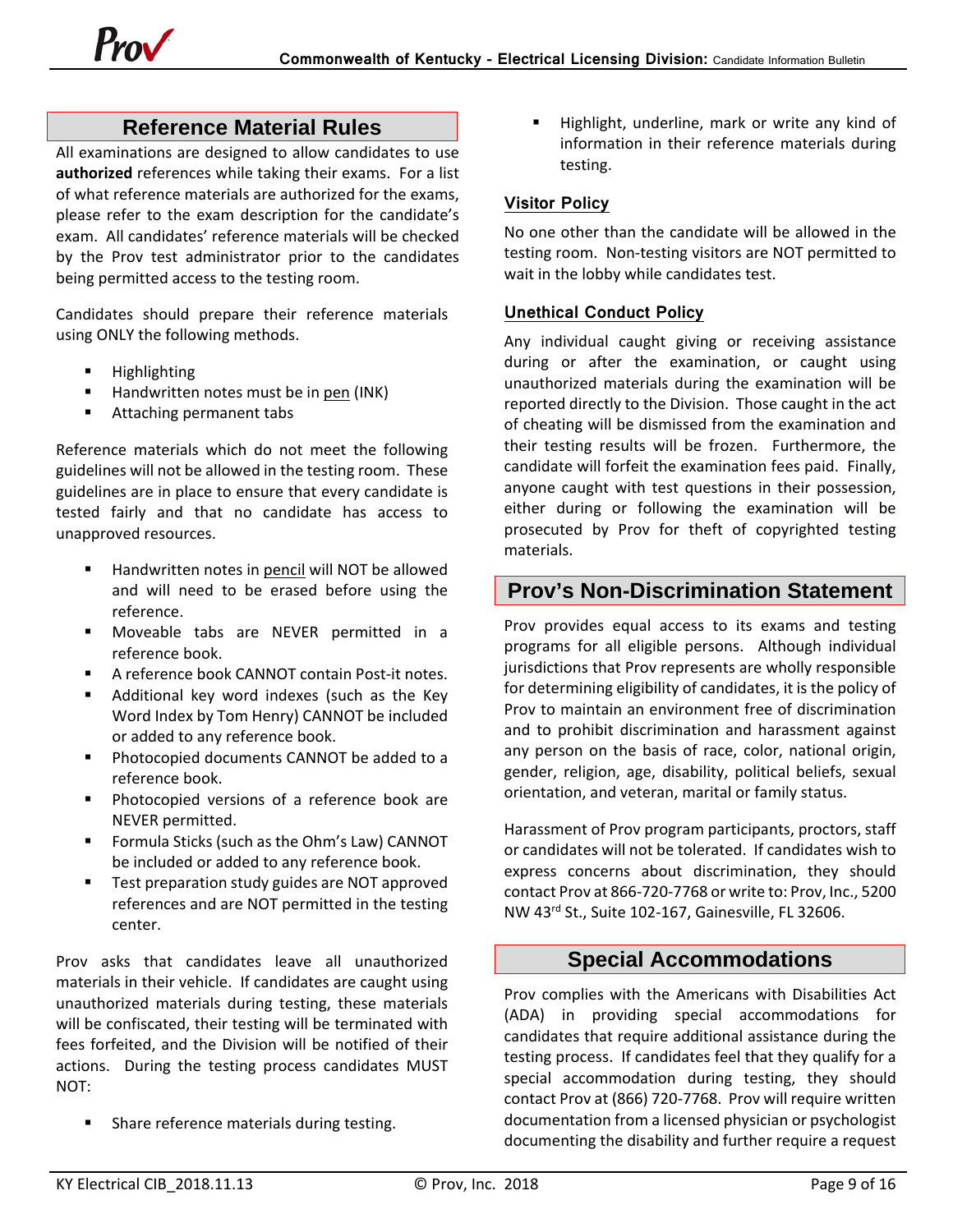## Reference Material Rules

All examinations are designed to allow candidates to use **authorized** references while taking their exams. For a list of what reference materials are authorized for the exams, please refer to the exam description for the candidate's exam. All candidates' reference materials will be checked by the Prov test administrator prior to the candidates being permitted access to the testing room.

Candidates should prepare their reference materials using ONLY the following methods.

- Highlighting
- Handwritten notes must be in pen (INK)
- Attaching permanent tabs

Reference materials which do not meet the following guidelines will not be allowed in the testing room. These guidelines are in place to ensure that every candidate is tested fairly and that no candidate has access to unapproved resources.

- Handwritten notes in pencil will NOT be allowed and will need to be erased before using the reference.
- Moveable tabs are NEVER permitted in a reference book.
- A reference book CANNOT contain Post-it notes.
- Additional key word indexes (such as the Key Word Index by Tom Henry) CANNOT be included or added to any reference book.
- Photocopied documents CANNOT be added to a reference book.
- Photocopied versions of a reference book are NEVER permitted.
- Formula Sticks (such as the Ohm's Law) CANNOT be included or added to any reference book.
- Test preparation study guides are NOT approved references and are NOT permitted in the testing center.

Prov asks that candidates leave all unauthorized materials in their vehicle. If candidates are caught using unauthorized materials during testing, these materials will be confiscated, their testing will be terminated with fees forfeited, and the Division will be notified of their actions. During the testing process candidates MUST NOT:

- Share reference materials during testing.
- Highlight, underline, mark or write any kind of information in their reference materials during testing.

### Visitor Policy

No one other than the candidate will be allowed in the testing room. Non-testing visitors are NOT permitted to wait in the lobby while candidates test.

### Unethical Conduct Policy

Any individual caught giving or receiving assistance during or after the examination, or caught using unauthorized materials during the examination will be reported directly to the Division. Those caught in the act of cheating will be dismissed from the examination and their testing results will be frozen. Furthermore, the candidate will forfeit the examination fees paid. Finally, anyone caught with test questions in their possession, either during or following the examination will be prosecuted by Prov for theft of copyrighted testing materials.

## Prov's Non-Discrimination Statement

Prov provides equal access to its exams and testing programs for all eligible persons. Although individual jurisdictions that Prov represents are wholly responsible for determining eligibility of candidates, it is the policy of Prov to maintain an environment free of discrimination and to prohibit discrimination and harassment against any person on the basis of race, color, national origin, gender, religion, age, disability, political beliefs, sexual orientation, and veteran, marital or family status.

Harassment of Prov program participants, proctors, staff or candidates will not be tolerated. If candidates wish to express concerns about discrimination, they should contact Prov at 866-720-7768 or write to: Prov, Inc., 5200 NW 43rd St., Suite 102-167, Gainesville, FL 32606.

## Special Accommodations

Prov complies with the Americans with Disabilities Act (ADA) in providing special accommodations for candidates that require additional assistance during the testing process. If candidates feel that they qualify for a special accommodation during testing, they should contact Prov at (866) 720-7768. Prov will require written documentation from a licensed physician or psychologist documenting the disability and further require a request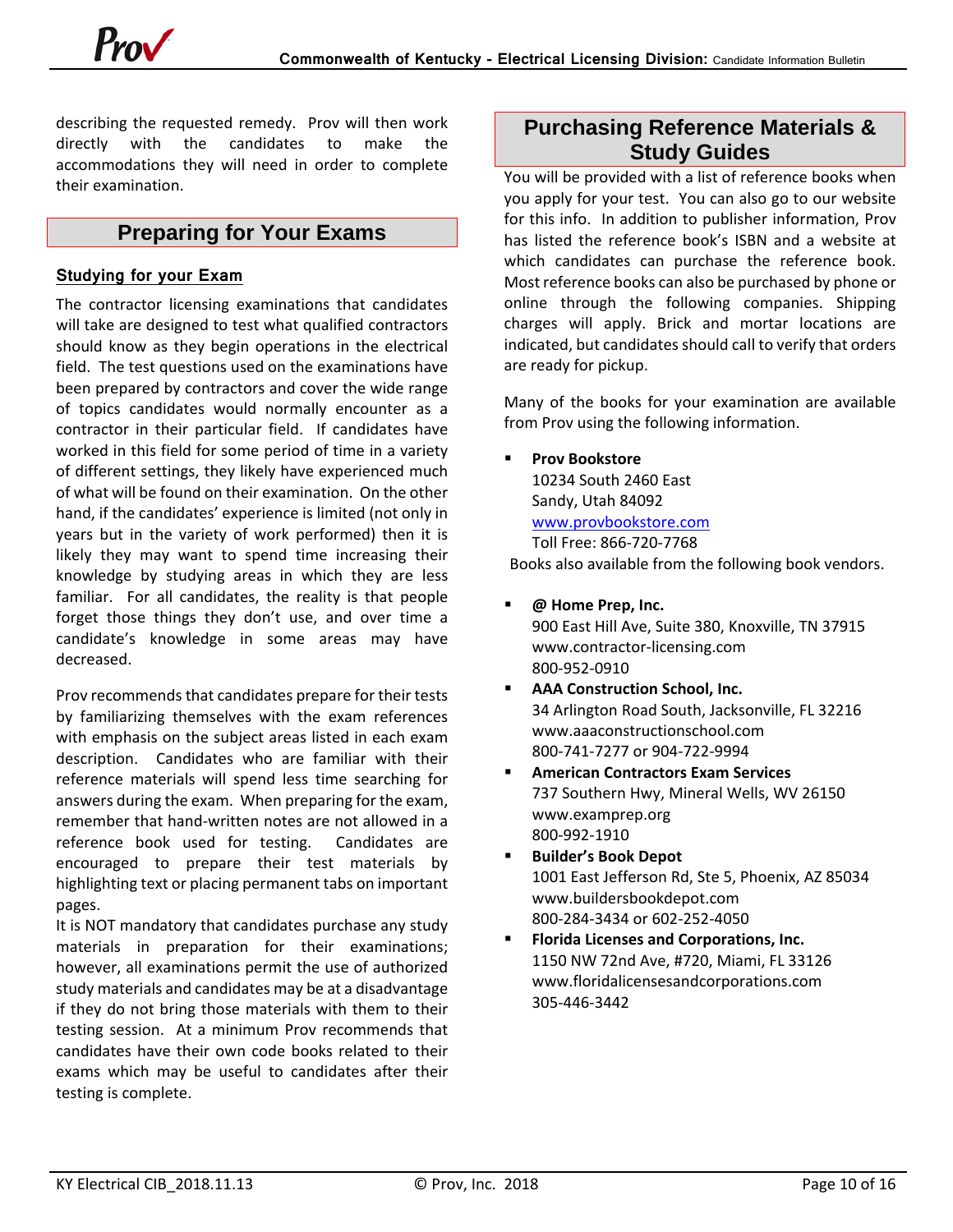describing the requested remedy. Prov will then work directly with the candidates to make the accommodations they will need in order to complete their examination.

## Preparing for Your Exams

### Studying for your Exam

The contractor licensing examinations that candidates will take are designed to test what qualified contractors should know as they begin operations in the electrical field. The test questions used on the examinations have been prepared by contractors and cover the wide range of topics candidates would normally encounter as a contractor in their particular field. If candidates have worked in this field for some period of time in a variety of different settings, they likely have experienced much of what will be found on their examination. On the other hand, if the candidates' experience is limited (not only in years but in the variety of work performed) then it is likely they may want to spend time increasing their knowledge by studying areas in which they are less familiar. For all candidates, the reality is that people forget those things they don't use, and over time a candidate's knowledge in some areas may have decreased.

Prov recommends that candidates prepare for their tests by familiarizing themselves with the exam references with emphasis on the subject areas listed in each exam description. Candidates who are familiar with their reference materials will spend less time searching for answers during the exam. When preparing for the exam, remember that hand-written notes are not allowed in a reference book used for testing. Candidates are encouraged to prepare their test materials by highlighting text or placing permanent tabs on important pages.

It is NOT mandatory that candidates purchase any study materials in preparation for their examinations; however, all examinations permit the use of authorized study materials and candidates may be at a disadvantage if they do not bring those materials with them to their testing session. At a minimum Prov recommends that candidates have their own code books related to their exams which may be useful to candidates after their testing is complete.

## Purchasing Reference Materials & Study Guides

You will be provided with a list of reference books when you apply for your test. You can also go to our website for this info. In addition to publisher information, Prov has listed the reference book's ISBN and a website at which candidates can purchase the reference book. Most reference books can also be purchased by phone or online through the following companies. Shipping charges will apply. Brick and mortar locations are indicated, but candidates should call to verify that orders are ready for pickup.

Many of the books for your examination are available from Prov using the following information.

- **Prov Bookstore**
  10234 South 2460 East
  Sandy, Utah 84092
  www.provbookstore.com
  Toll Free: 866-720-7768

Books also available from the following book vendors.

- **@ Home Prep, Inc.**
  900 East Hill Ave, Suite 380, Knoxville, TN 37915
  www.contractor-licensing.com
  800-952-0910
- **AAA Construction School, Inc.**
  34 Arlington Road South, Jacksonville, FL 32216
  www.aaaconstructionschool.com
  800-741-7277 or 904-722-9994
- **American Contractors Exam Services**
  737 Southern Hwy, Mineral Wells, WV 26150
  www.examprep.org
  800-992-1910
- **Builder's Book Depot**
  1001 East Jefferson Rd, Ste 5, Phoenix, AZ 85034
  www.buildersbookdepot.com
  800-284-3434 or 602-252-4050
- **Florida Licenses and Corporations, Inc.**
  1150 NW 72nd Ave, #720, Miami, FL 33126
  www.floridalicensesandcorporations.com
  305-446-3442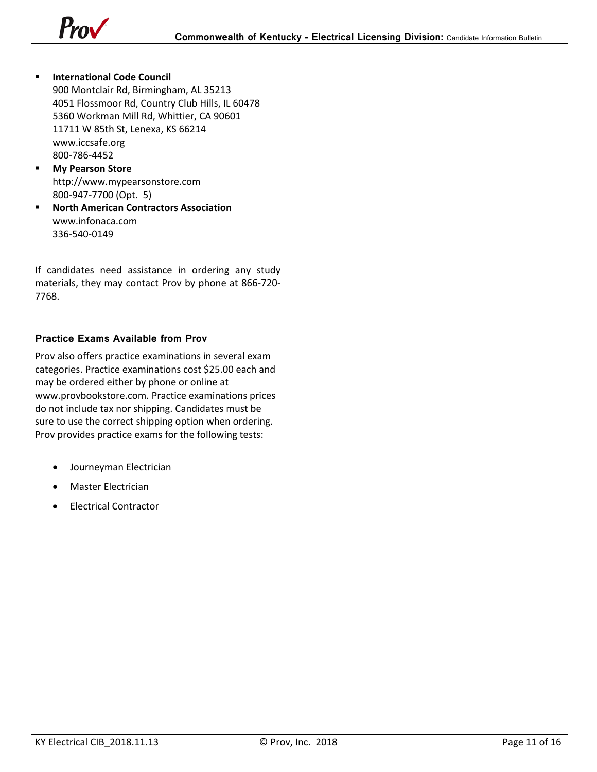- **International Code Council**
  900 Montclair Rd, Birmingham, AL 35213
  4051 Flossmoor Rd, Country Club Hills, IL 60478
  5360 Workman Mill Rd, Whittier, CA 90601
  11711 W 85th St, Lenexa, KS 66214
  www.iccsafe.org
  800-786-4452
- **My Pearson Store**
  http://www.mypearsonstore.com
  800-947-7700 (Opt. 5)
- **North American Contractors Association**
  www.infonaca.com
  336-540-0149

If candidates need assistance in ordering any study materials, they may contact Prov by phone at 866-720-7768.

### Practice Exams Available from Prov

Prov also offers practice examinations in several exam categories. Practice examinations cost $25.00 each and may be ordered either by phone or online at www.provbookstore.com. Practice examinations prices do not include tax nor shipping. Candidates must be sure to use the correct shipping option when ordering. Prov provides practice exams for the following tests:

- Journeyman Electrician
- Master Electrician
- Electrical Contractor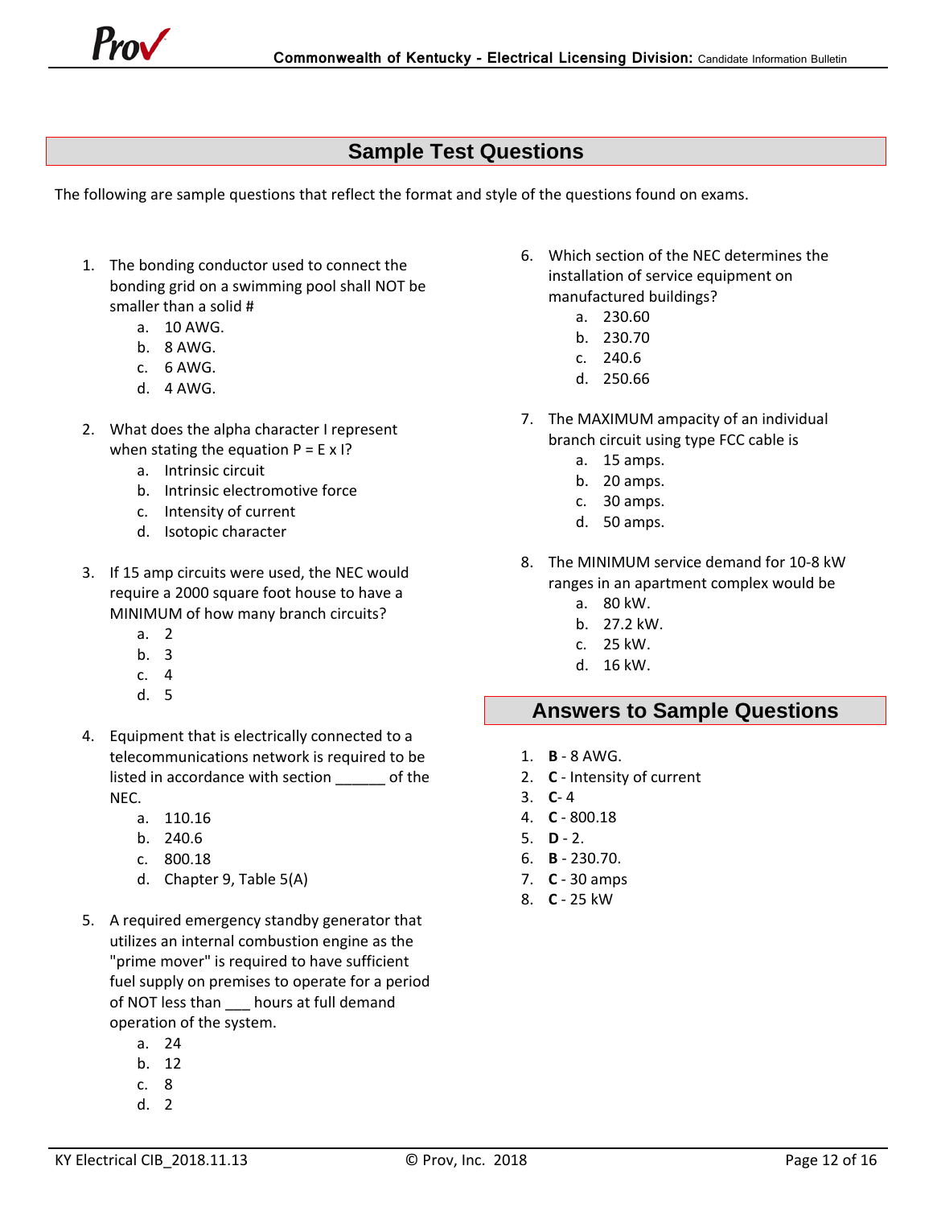## Sample Test Questions

The following are sample questions that reflect the format and style of the questions found on exams.

1. The bonding conductor used to connect the bonding grid on a swimming pool shall NOT be smaller than a solid #
   a. 10 AWG.
   b. 8 AWG.
   c. 6 AWG.
   d. 4 AWG.

2. What does the alpha character I represent when stating the equation P = E x I?
   a. Intrinsic circuit
   b. Intrinsic electromotive force
   c. Intensity of current
   d. Isotopic character

3. If 15 amp circuits were used, the NEC would require a 2000 square foot house to have a MINIMUM of how many branch circuits?
   a. 2
   b. 3
   c. 4
   d. 5

4. Equipment that is electrically connected to a telecommunications network is required to be listed in accordance with section ______ of the NEC.
   a. 110.16
   b. 240.6
   c. 800.18
   d. Chapter 9, Table 5(A)

5. A required emergency standby generator that utilizes an internal combustion engine as the "prime mover" is required to have sufficient fuel supply on premises to operate for a period of NOT less than ___ hours at full demand operation of the system.
   a. 24
   b. 12
   c. 8
   d. 2

6. Which section of the NEC determines the installation of service equipment on manufactured buildings?
   a. 230.60
   b. 230.70
   c. 240.6
   d. 250.66

7. The MAXIMUM ampacity of an individual branch circuit using type FCC cable is
   a. 15 amps.
   b. 20 amps.
   c. 30 amps.
   d. 50 amps.

8. The MINIMUM service demand for 10-8 kW ranges in an apartment complex would be
   a. 80 kW.
   b. 27.2 kW.
   c. 25 kW.
   d. 16 kW.

## Answers to Sample Questions

1. **B** - 8 AWG.
2. **C** - Intensity of current
3. **C**- 4
4. **C** - 800.18
5. **D** - 2.
6. **B** - 230.70.
7. **C** - 30 amps
8. **C** - 25 kW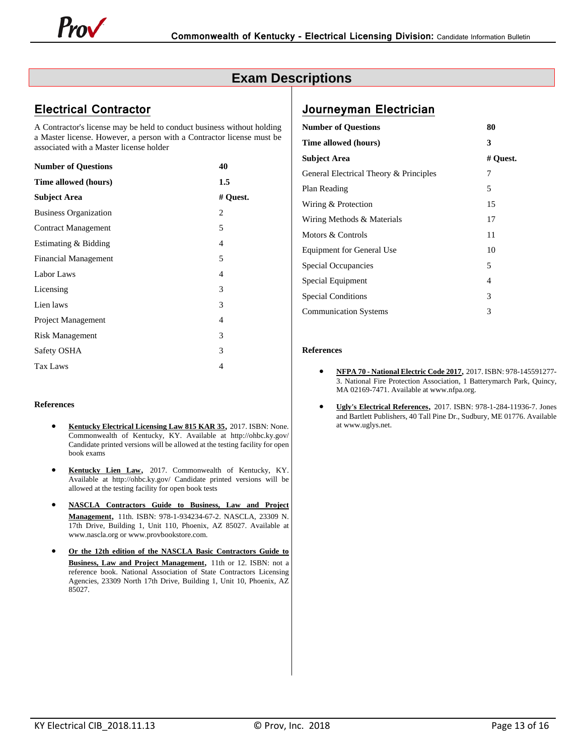# Exam Descriptions

## Electrical Contractor

A Contractor's license may be held to conduct business without holding a Master license. However, a person with a Contractor license must be associated with a Master license holder

| **Number of Questions** | **40** |
|---|---|
| **Time allowed (hours)** | **1.5** |
| **Subject Area** | **# Quest.** |
| Business Organization | 2 |
| Contract Management | 5 |
| Estimating & Bidding | 4 |
| Financial Management | 5 |
| Labor Laws | 4 |
| Licensing | 3 |
| Lien laws | 3 |
| Project Management | 4 |
| Risk Management | 3 |
| Safety OSHA | 3 |
| Tax Laws | 4 |

**References**

- **Kentucky Electrical Licensing Law 815 KAR 35,** 2017. ISBN: None. Commonwealth of Kentucky, KY. Available at http://ohbc.ky.gov/ Candidate printed versions will be allowed at the testing facility for open book exams
- **Kentucky Lien Law,** 2017. Commonwealth of Kentucky, KY. Available at http://ohbc.ky.gov/ Candidate printed versions will be allowed at the testing facility for open book tests
- **NASCLA Contractors Guide to Business, Law and Project Management,** 11th. ISBN: 978-1-934234-67-2. NASCLA, 23309 N. 17th Drive, Building 1, Unit 110, Phoenix, AZ 85027. Available at www.nascla.org or www.provbookstore.com.
- **Or the 12th edition of the NASCLA Basic Contractors Guide to Business, Law and Project Management,** 11th or 12. ISBN: not a reference book. National Association of State Contractors Licensing Agencies, 23309 North 17th Drive, Building 1, Unit 10, Phoenix, AZ 85027.

## Journeyman Electrician

| **Number of Questions** | **80** |
|---|---|
| **Time allowed (hours)** | **3** |
| **Subject Area** | **# Quest.** |
| General Electrical Theory & Principles | 7 |
| Plan Reading | 5 |
| Wiring & Protection | 15 |
| Wiring Methods & Materials | 17 |
| Motors & Controls | 11 |
| Equipment for General Use | 10 |
| Special Occupancies | 5 |
| Special Equipment | 4 |
| Special Conditions | 3 |
| Communication Systems | 3 |

**References**

- **NFPA 70 - National Electric Code 2017,** 2017. ISBN: 978-145591277-3. National Fire Protection Association, 1 Batterymarch Park, Quincy, MA 02169-7471. Available at www.nfpa.org.
- **Ugly's Electrical References,** 2017. ISBN: 978-1-284-11936-7. Jones and Bartlett Publishers, 40 Tall Pine Dr., Sudbury, ME 01776. Available at www.uglys.net.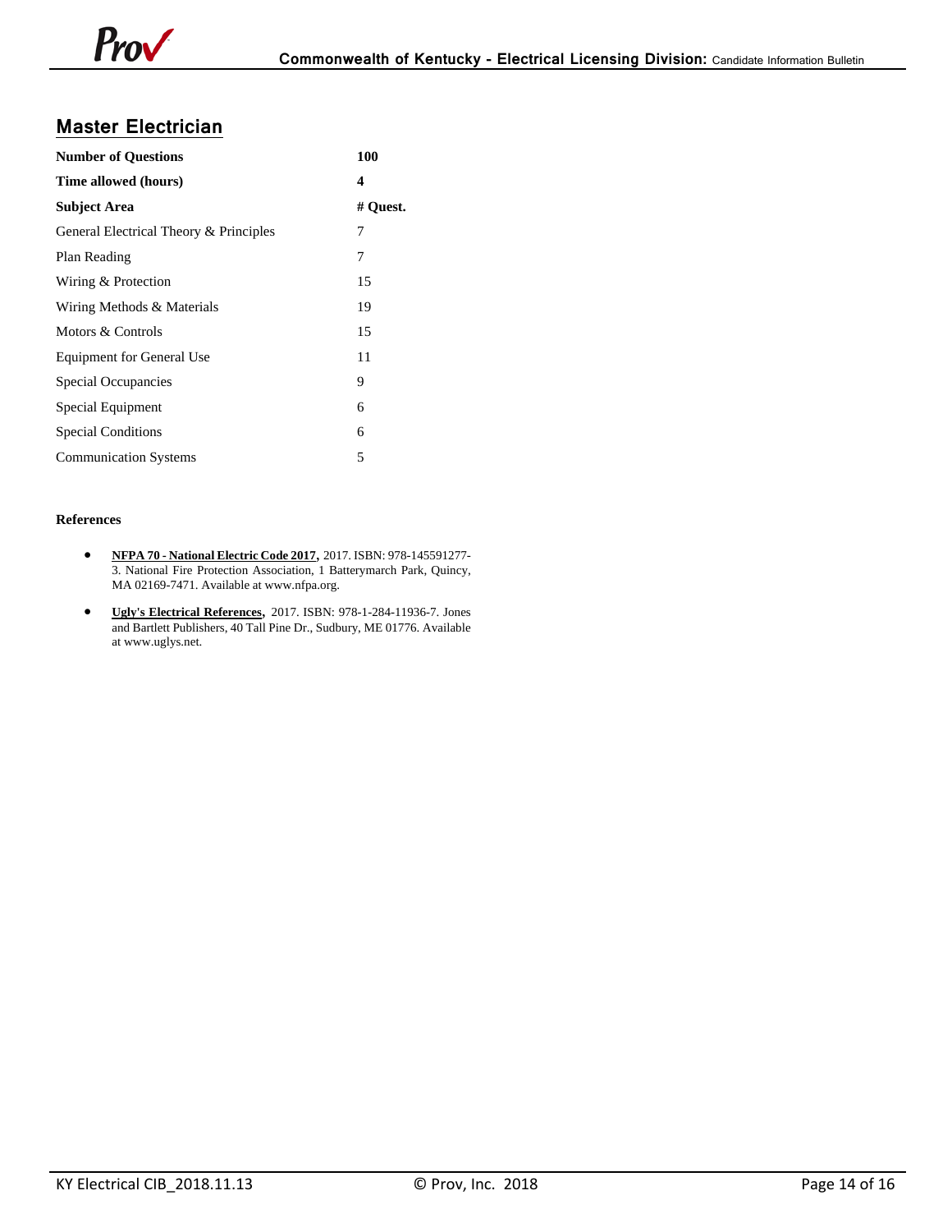## Master Electrician

| **Number of Questions** | **100** |
|---|---|
| **Time allowed (hours)** | **4** |
| **Subject Area** | **# Quest.** |
| General Electrical Theory & Principles | 7 |
| Plan Reading | 7 |
| Wiring & Protection | 15 |
| Wiring Methods & Materials | 19 |
| Motors & Controls | 15 |
| Equipment for General Use | 11 |
| Special Occupancies | 9 |
| Special Equipment | 6 |
| Special Conditions | 6 |
| Communication Systems | 5 |

**References**

- **NFPA 70 - National Electric Code 2017,** 2017. ISBN: 978-145591277-3. National Fire Protection Association, 1 Batterymarch Park, Quincy, MA 02169-7471. Available at www.nfpa.org.
- **Ugly's Electrical References,** 2017. ISBN: 978-1-284-11936-7. Jones and Bartlett Publishers, 40 Tall Pine Dr., Sudbury, ME 01776. Available at www.uglys.net.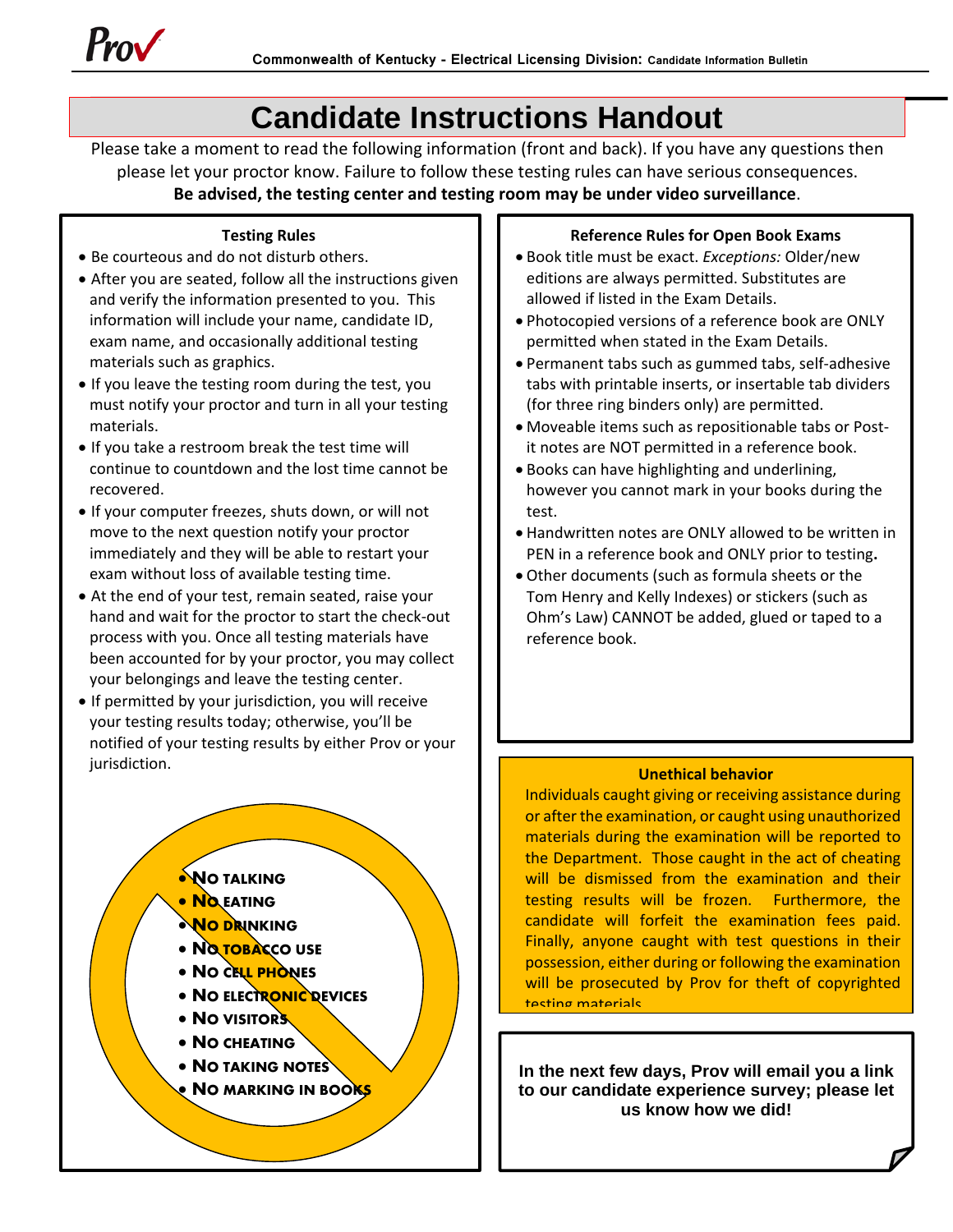# Candidate Instructions Handout

Please take a moment to read the following information (front and back). If you have any questions then please let your proctor know. Failure to follow these testing rules can have serious consequences.

**Be advised, the testing center and testing room may be under video surveillance**.

### Testing Rules

- Be courteous and do not disturb others.
- After you are seated, follow all the instructions given and verify the information presented to you. This information will include your name, candidate ID, exam name, and occasionally additional testing materials such as graphics.
- If you leave the testing room during the test, you must notify your proctor and turn in all your testing materials.
- If you take a restroom break the test time will continue to countdown and the lost time cannot be recovered.
- If your computer freezes, shuts down, or will not move to the next question notify your proctor immediately and they will be able to restart your exam without loss of available testing time.
- At the end of your test, remain seated, raise your hand and wait for the proctor to start the check-out process with you. Once all testing materials have been accounted for by your proctor, you may collect your belongings and leave the testing center.
- If permitted by your jurisdiction, you will receive your testing results today; otherwise, you'll be notified of your testing results by either Prov or your jurisdiction.

- **NO TALKING**
- **NO EATING**
- **NO DRINKING**
- **NO TOBACCO USE**
- **NO CELL PHONES**
- **NO ELECTRONIC DEVICES**
- **NO VISITORS**
- **NO CHEATING**
- **NO TAKING NOTES**
- **NO MARKING IN BOOKS**

### Reference Rules for Open Book Exams

- Book title must be exact. *Exceptions:* Older/new editions are always permitted. Substitutes are allowed if listed in the Exam Details.
- Photocopied versions of a reference book are ONLY permitted when stated in the Exam Details.
- Permanent tabs such as gummed tabs, self-adhesive tabs with printable inserts, or insertable tab dividers (for three ring binders only) are permitted.
- Moveable items such as repositionable tabs or Post-it notes are NOT permitted in a reference book.
- Books can have highlighting and underlining, however you cannot mark in your books during the test.
- Handwritten notes are ONLY allowed to be written in PEN in a reference book and ONLY prior to testing**.**
- Other documents (such as formula sheets or the Tom Henry and Kelly Indexes) or stickers (such as Ohm's Law) CANNOT be added, glued or taped to a reference book.

### Unethical behavior

Individuals caught giving or receiving assistance during or after the examination, or caught using unauthorized materials during the examination will be reported to the Department. Those caught in the act of cheating will be dismissed from the examination and their testing results will be frozen. Furthermore, the candidate will forfeit the examination fees paid. Finally, anyone caught with test questions in their possession, either during or following the examination will be prosecuted by Prov for theft of copyrighted testing materials

**In the next few days, Prov will email you a link to our candidate experience survey; please let us know how we did!**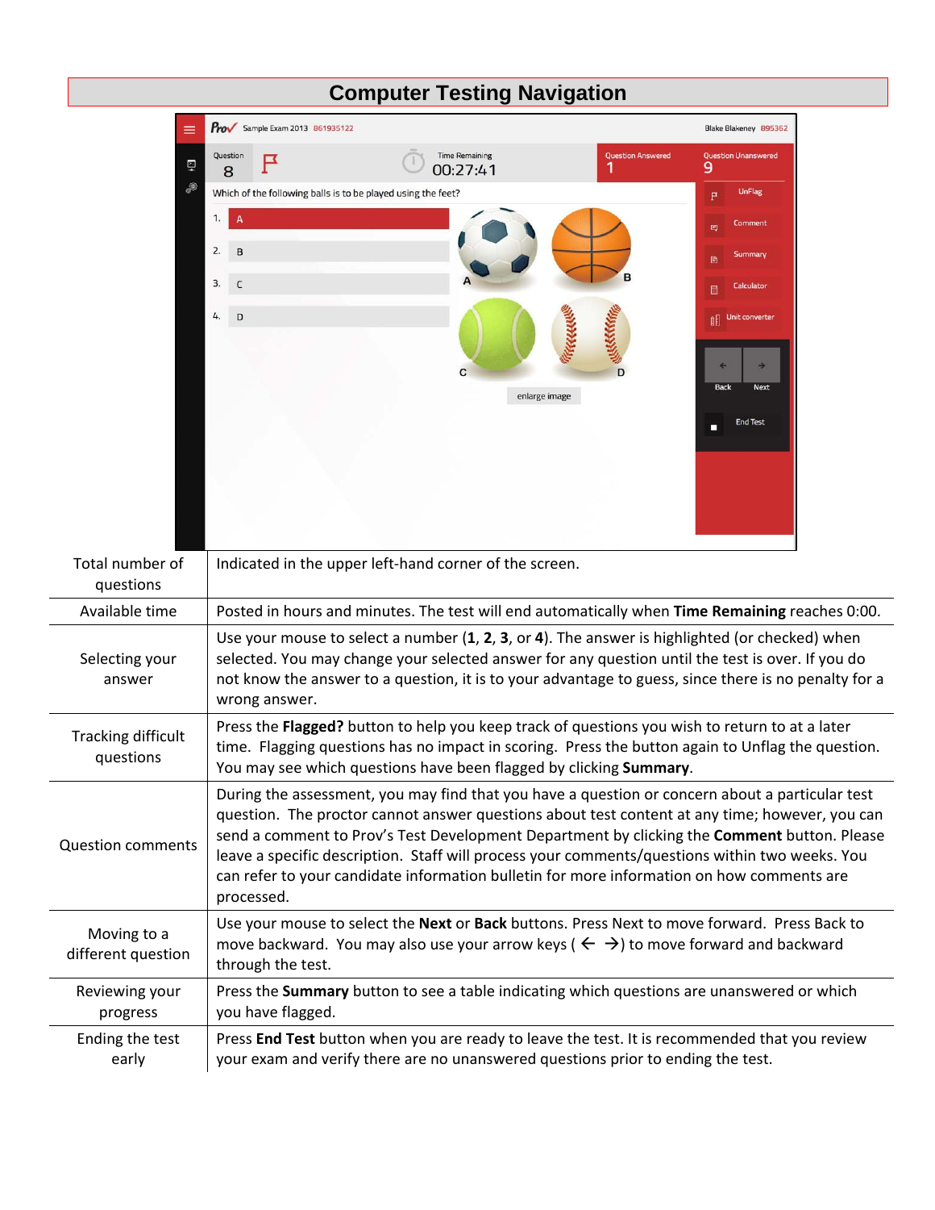# Computer Testing Navigation

| | |
|---|---|
| Total number of questions | Indicated in the upper left-hand corner of the screen. |
| Available time | Posted in hours and minutes. The test will end automatically when **Time Remaining** reaches 0:00. |
| Selecting your answer | Use your mouse to select a number (**1**, **2**, **3**, or **4**). The answer is highlighted (or checked) when selected. You may change your selected answer for any question until the test is over. If you do not know the answer to a question, it is to your advantage to guess, since there is no penalty for a wrong answer. |
| Tracking difficult questions | Press the **Flagged?** button to help you keep track of questions you wish to return to at a later time. Flagging questions has no impact in scoring. Press the button again to Unflag the question. You may see which questions have been flagged by clicking **Summary**. |
| Question comments | During the assessment, you may find that you have a question or concern about a particular test question. The proctor cannot answer questions about test content at any time; however, you can send a comment to Prov's Test Development Department by clicking the **Comment** button. Please leave a specific description. Staff will process your comments/questions within two weeks. You can refer to your candidate information bulletin for more information on how comments are processed. |
| Moving to a different question | Use your mouse to select the **Next** or **Back** buttons. Press Next to move forward. Press Back to move backward. You may also use your arrow keys (← →) to move forward and backward through the test. |
| Reviewing your progress | Press the **Summary** button to see a table indicating which questions are unanswered or which you have flagged. |
| Ending the test early | Press **End Test** button when you are ready to leave the test. It is recommended that you review your exam and verify there are no unanswered questions prior to ending the test. |